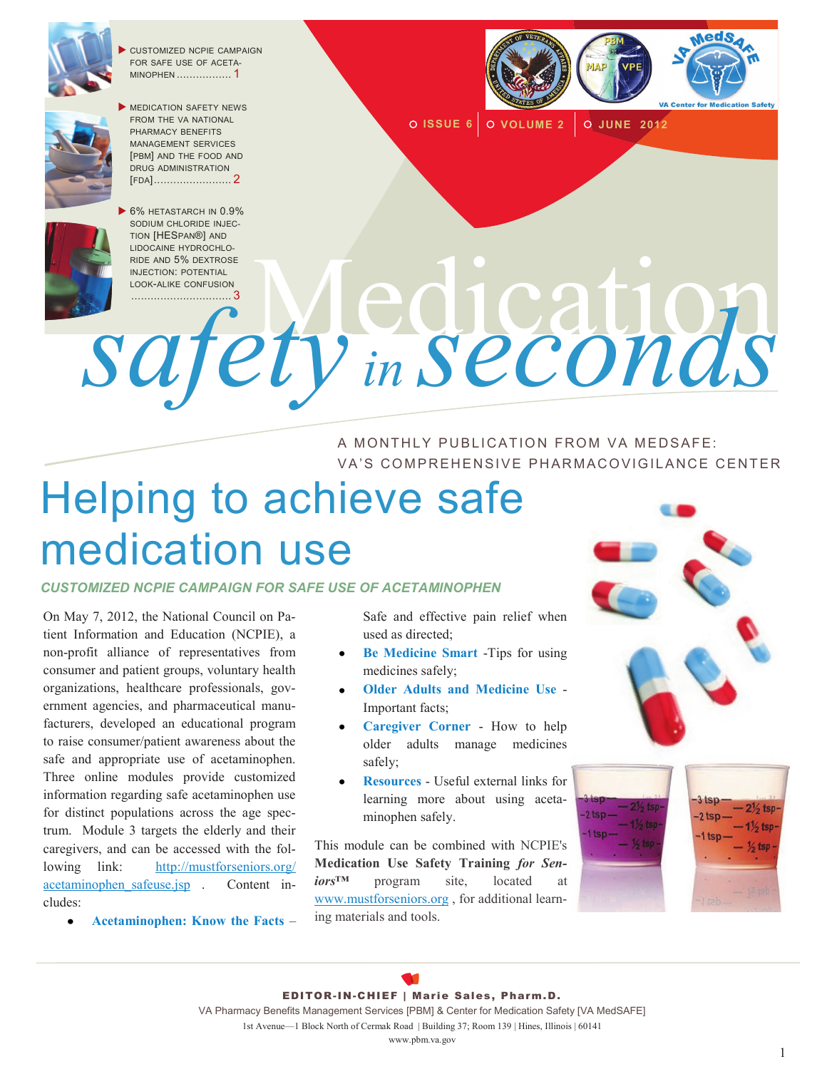- CUSTOMIZED NCPIE CAMPAIGN FOR SAFE USE OF ACETAMINOPHEN ................. 1
- MEDICATION SAFETY NEWS FROM THE VA NATIONAL PHARMACY BENEFITS MANAGEMENT SERVICES [PBM] AND THE FOOD AND DRUG ADMINISTRATION [FDA] ........................ 2
- 6% HETASTARCH IN 0.9% SODIUM CHLORIDE INJECTION [HESPAN®] AND LIDOCAINE HYDROCHLORIDE AND 5% DEXTROSE INJECTION: POTENTIAL LOOK-ALIKE CONFUSION ............................... 3

ISSUE 6 | VOLUME 2 | JUNE 2012

VA MedSAFE — VA Center for Medication Safety

# Medication *safety in seconds*

A MONTHLY PUBLICATION FROM VA MEDSAFE: VA'S COMPREHENSIVE PHARMACOVIGILANCE CENTER

## Helping to achieve safe medication use

### *CUSTOMIZED NCPIE CAMPAIGN FOR SAFE USE OF ACETAMINOPHEN*

On May 7, 2012, the National Council on Patient Information and Education (NCPIE), a non-profit alliance of representatives from consumer and patient groups, voluntary health organizations, healthcare professionals, government agencies, and pharmaceutical manufacturers, developed an educational program to raise consumer/patient awareness about the safe and appropriate use of acetaminophen. Three online modules provide customized information regarding safe acetaminophen use for distinct populations across the age spectrum. Module 3 targets the elderly and their caregivers, and can be accessed with the following link: http://mustforseniors.org/acetaminophen_safeuse.jsp . Content includes:

- **Acetaminophen: Know the Facts** – Safe and effective pain relief when used as directed;
- **Be Medicine Smart** -Tips for using medicines safely;
- **Older Adults and Medicine Use** - Important facts;
- **Caregiver Corner** - How to help older adults manage medicines safely;
- **Resources** - Useful external links for learning more about using acetaminophen safely.

This module can be combined with NCPIE's **Medication Use Safety Training *for Seniors*™** program site, located at www.mustforseniors.org , for additional learning materials and tools.

**EDITOR-IN-CHIEF | Marie Sales, Pharm.D.**
VA Pharmacy Benefits Management Services [PBM] & Center for Medication Safety [VA MedSAFE]
1st Avenue—1 Block North of Cermak Road | Building 37; Room 139 | Hines, Illinois | 60141
www.pbm.va.gov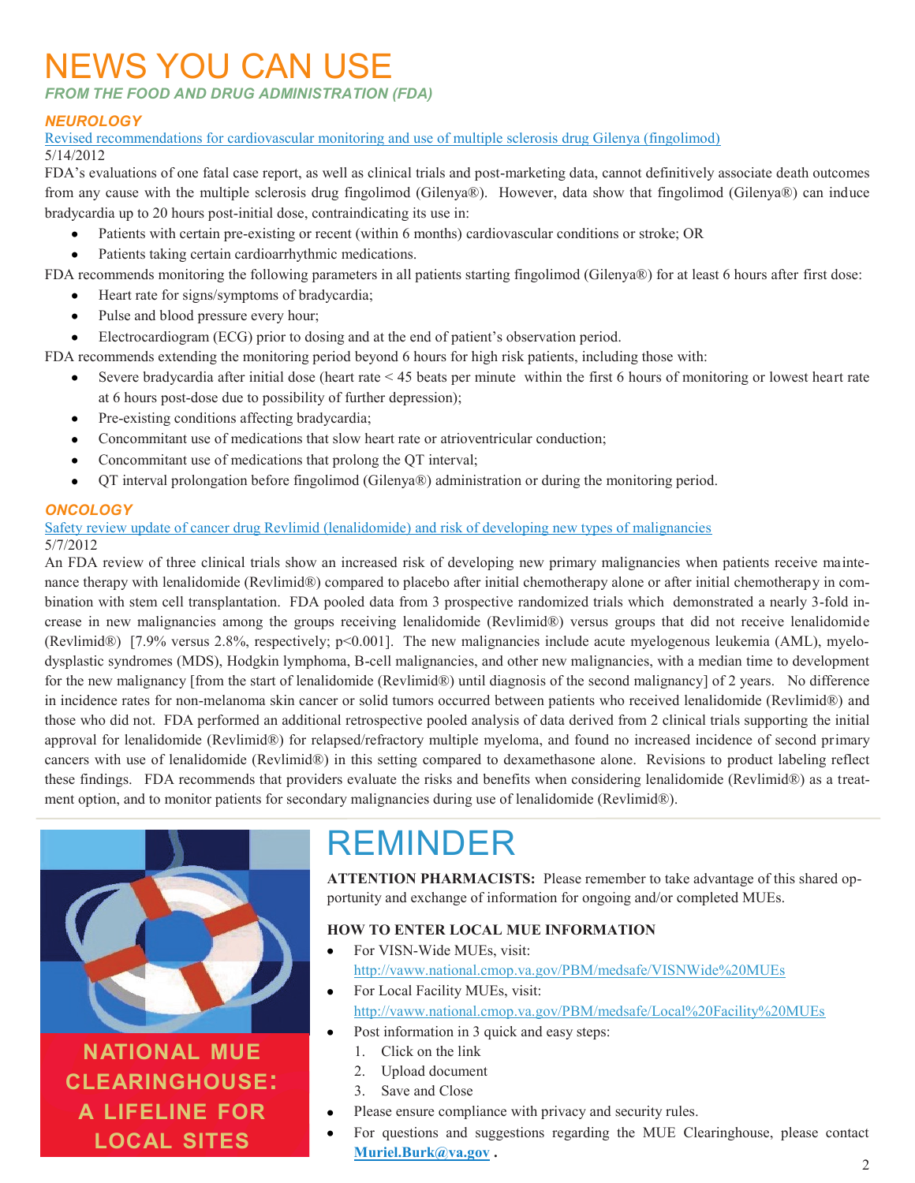# NEWS YOU CAN USE

*FROM THE FOOD AND DRUG ADMINISTRATION (FDA)*

### *NEUROLOGY*

Revised recommendations for cardiovascular monitoring and use of multiple sclerosis drug Gilenya (fingolimod)

5/14/2012

FDA's evaluations of one fatal case report, as well as clinical trials and post-marketing data, cannot definitively associate death outcomes from any cause with the multiple sclerosis drug fingolimod (Gilenya®). However, data show that fingolimod (Gilenya®) can induce bradycardia up to 20 hours post-initial dose, contraindicating its use in:

- Patients with certain pre-existing or recent (within 6 months) cardiovascular conditions or stroke; OR
- Patients taking certain cardioarrhythmic medications.

FDA recommends monitoring the following parameters in all patients starting fingolimod (Gilenya®) for at least 6 hours after first dose:

- Heart rate for signs/symptoms of bradycardia;
- Pulse and blood pressure every hour;
- Electrocardiogram (ECG) prior to dosing and at the end of patient's observation period.

FDA recommends extending the monitoring period beyond 6 hours for high risk patients, including those with:

- Severe bradycardia after initial dose (heart rate < 45 beats per minute within the first 6 hours of monitoring or lowest heart rate at 6 hours post-dose due to possibility of further depression);
- Pre-existing conditions affecting bradycardia;
- Concommitant use of medications that slow heart rate or atrioventricular conduction;
- Concommitant use of medications that prolong the QT interval;
- QT interval prolongation before fingolimod (Gilenya®) administration or during the monitoring period.

### *ONCOLOGY*

Safety review update of cancer drug Revlimid (lenalidomide) and risk of developing new types of malignancies

5/7/2012

An FDA review of three clinical trials show an increased risk of developing new primary malignancies when patients receive maintenance therapy with lenalidomide (Revlimid®) compared to placebo after initial chemotherapy alone or after initial chemotherapy in combination with stem cell transplantation. FDA pooled data from 3 prospective randomized trials which demonstrated a nearly 3-fold increase in new malignancies among the groups receiving lenalidomide (Revlimid®) versus groups that did not receive lenalidomide (Revlimid®) [7.9% versus 2.8%, respectively; $p<0.001$]. The new malignancies include acute myelogenous leukemia (AML), myelodysplastic syndromes (MDS), Hodgkin lymphoma, B-cell malignancies, and other new malignancies, with a median time to development for the new malignancy [from the start of lenalidomide (Revlimid®) until diagnosis of the second malignancy] of 2 years. No difference in incidence rates for non-melanoma skin cancer or solid tumors occurred between patients who received lenalidomide (Revlimid®) and those who did not. FDA performed an additional retrospective pooled analysis of data derived from 2 clinical trials supporting the initial approval for lenalidomide (Revlimid®) for relapsed/refractory multiple myeloma, and found no increased incidence of second primary cancers with use of lenalidomide (Revlimid®) in this setting compared to dexamethasone alone. Revisions to product labeling reflect these findings. FDA recommends that providers evaluate the risks and benefits when considering lenalidomide (Revlimid®) as a treatment option, and to monitor patients for secondary malignancies during use of lenalidomide (Revlimid®).

**NATIONAL MUE CLEARINGHOUSE: A LIFELINE FOR LOCAL SITES**

# REMINDER

**ATTENTION PHARMACISTS:** Please remember to take advantage of this shared opportunity and exchange of information for ongoing and/or completed MUEs.

**HOW TO ENTER LOCAL MUE INFORMATION**

- For VISN-Wide MUEs, visit: http://vaww.national.cmop.va.gov/PBM/medsafe/VISNWide%20MUEs
- For Local Facility MUEs, visit: http://vaww.national.cmop.va.gov/PBM/medsafe/Local%20Facility%20MUEs
- Post information in 3 quick and easy steps:
  1. Click on the link
  2. Upload document
  3. Save and Close
- Please ensure compliance with privacy and security rules.
- For questions and suggestions regarding the MUE Clearinghouse, please contact **Muriel.Burk@va.gov** .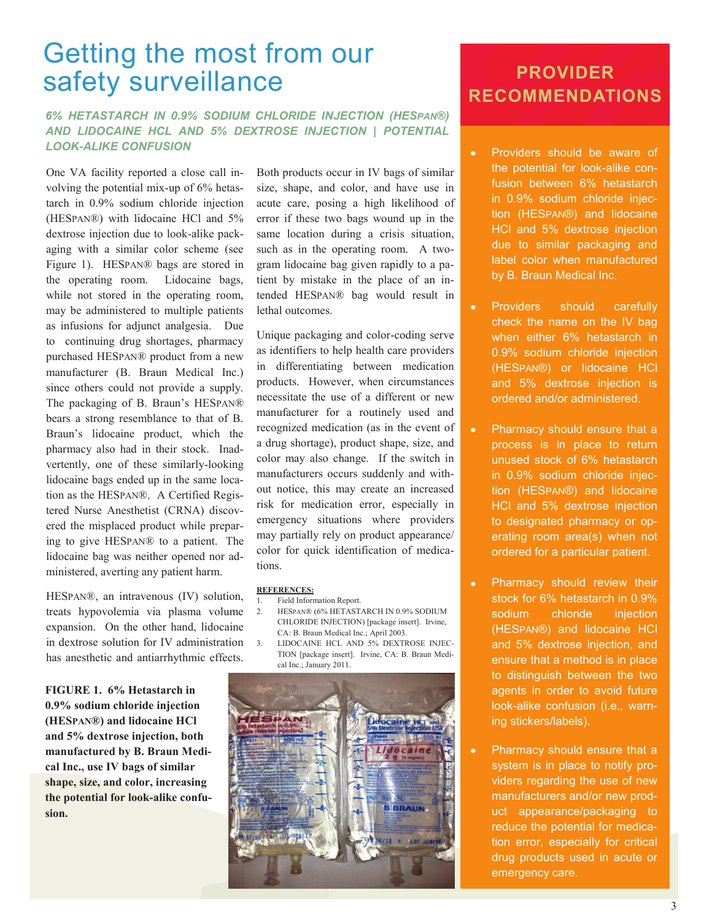# Getting the most from our safety surveillance

***6% HETASTARCH IN 0.9% SODIUM CHLORIDE INJECTION (HESPAN®) AND LIDOCAINE HCL AND 5% DEXTROSE INJECTION | POTENTIAL LOOK-ALIKE CONFUSION***

One VA facility reported a close call involving the potential mix-up of 6% hetastarch in 0.9% sodium chloride injection (HESPAN®) with lidocaine HCl and 5% dextrose injection due to look-alike packaging with a similar color scheme (see Figure 1). HESPAN® bags are stored in the operating room. Lidocaine bags, while not stored in the operating room, may be administered to multiple patients as infusions for adjunct analgesia. Due to continuing drug shortages, pharmacy purchased HESPAN® product from a new manufacturer (B. Braun Medical Inc.) since others could not provide a supply. The packaging of B. Braun's HESPAN® bears a strong resemblance to that of B. Braun's lidocaine product, which the pharmacy also had in their stock. Inadvertently, one of these similarly-looking lidocaine bags ended up in the same location as the HESPAN®. A Certified Registered Nurse Anesthetist (CRNA) discovered the misplaced product while preparing to give HESPAN® to a patient. The lidocaine bag was neither opened nor administered, averting any patient harm.

HESPAN®, an intravenous (IV) solution, treats hypovolemia via plasma volume expansion. On the other hand, lidocaine in dextrose solution for IV administration has anesthetic and antiarrhythmic effects.

Both products occur in IV bags of similar size, shape, and color, and have use in acute care, posing a high likelihood of error if these two bags wound up in the same location during a crisis situation, such as in the operating room. A two-gram lidocaine bag given rapidly to a patient by mistake in the place of an intended HESPAN® bag would result in lethal outcomes.

Unique packaging and color-coding serve as identifiers to help health care providers in differentiating between medication products. However, when circumstances necessitate the use of a different or new manufacturer for a routinely used and recognized medication (as in the event of a drug shortage), product shape, size, and color may also change. If the switch in manufacturers occurs suddenly and without notice, this may create an increased risk for medication error, especially in emergency situations where providers may partially rely on product appearance/color for quick identification of medications.

**REFERENCES:**

1. Field Information Report.
2. HESPAN® (6% HETASTARCH IN 0.9% SODIUM CHLORIDE INJECTION) [package insert]. Irvine, CA: B. Braun Medical Inc.; April 2003.
3. LIDOCAINE HCL AND 5% DEXTROSE INJECTION [package insert]. Irvine, CA: B. Braun Medical Inc.; January 2011.

**FIGURE 1. 6% Hetastarch in 0.9% sodium chloride injection (HESPAN®) and lidocaine HCl and 5% dextrose injection, both manufactured by B. Braun Medical Inc., use IV bags of similar shape, size, and color, increasing the potential for look-alike confusion.**

## PROVIDER RECOMMENDATIONS

- Providers should be aware of the potential for look-alike confusion between 6% hetastarch in 0.9% sodium chloride injection (HESPAN®) and lidocaine HCl and 5% dextrose injection due to similar packaging and label color when manufactured by B. Braun Medical Inc.
- Providers should carefully check the name on the IV bag when either 6% hetastarch in 0.9% sodium chloride injection (HESPAN®) or lidocaine HCl and 5% dextrose injection is ordered and/or administered.
- Pharmacy should ensure that a process is in place to return unused stock of 6% hetastarch in 0.9% sodium chloride injection (HESPAN®) and lidocaine HCl and 5% dextrose injection to designated pharmacy or operating room area(s) when not ordered for a particular patient.
- Pharmacy should review their stock for 6% hetastarch in 0.9% sodium chloride injection (HESPAN®) and lidocaine HCl and 5% dextrose injection, and ensure that a method is in place to distinguish between the two agents in order to avoid future look-alike confusion (i.e., warning stickers/labels).
- Pharmacy should ensure that a system is in place to notify providers regarding the use of new manufacturers and/or new product appearance/packaging to reduce the potential for medication error, especially for critical drug products used in acute or emergency care.